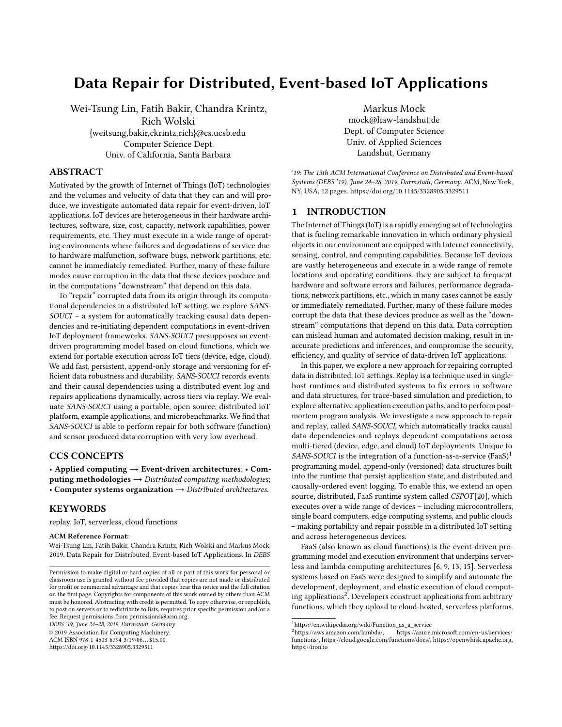# Data Repair for Distributed, Event-based IoT Applications

Wei-Tsung Lin, Fatih Bakir, Chandra Krintz, Rich Wolski
{weitsung,bakir,ckrintz,rich}@cs.ucsb.edu
Computer Science Dept.
Univ. of California, Santa Barbara

Markus Mock
mock@haw-landshut.de
Dept. of Computer Science
Univ. of Applied Sciences
Landshut, Germany

## ABSTRACT

Motivated by the growth of Internet of Things (IoT) technologies and the volumes and velocity of data that they can and will produce, we investigate automated data repair for event-driven, IoT applications. IoT devices are heterogeneous in their hardware architectures, software, size, cost, capacity, network capabilities, power requirements, etc. They must execute in a wide range of operating environments where failures and degradations of service due to hardware malfunction, software bugs, network partitions, etc. cannot be immediately remediated. Further, many of these failure modes cause corruption in the data that these devices produce and in the computations "downstream" that depend on this data.

To "repair" corrupted data from its origin through its computational dependencies in a distributed IoT setting, we explore *SANS-SOUCI* – a system for automatically tracking causal data dependencies and re-initiating dependent computations in event-driven IoT deployment frameworks. *SANS-SOUCI* presupposes an event-driven programming model based on cloud functions, which we extend for portable execution across IoT tiers (device, edge, cloud). We add fast, persistent, append-only storage and versioning for efficient data robustness and durability. *SANS-SOUCI* records events and their causal dependencies using a distributed event log and repairs applications dynamically, across tiers via replay. We evaluate *SANS-SOUCI* using a portable, open source, distributed IoT platform, example applications, and microbenchmarks. We find that *SANS-SOUCI* is able to perform repair for both software (function) and sensor produced data corruption with very low overhead.

## CCS CONCEPTS

• **Applied computing** → **Event-driven architectures**; • **Computing methodologies** → *Distributed computing methodologies*; • **Computer systems organization** → *Distributed architectures*.

## KEYWORDS

replay, IoT, serverless, cloud functions

**ACM Reference Format:**
Wei-Tsung Lin, Fatih Bakir, Chandra Krintz, Rich Wolski and Markus Mock. 2019. Data Repair for Distributed, Event-based IoT Applications. In *DEBS '19: The 13th ACM International Conference on Distributed and Event-based Systems (DEBS '19), June 24–28, 2019, Darmstadt, Germany.* ACM, New York, NY, USA, 12 pages. https://doi.org/10.1145/3328905.3329511

Permission to make digital or hard copies of all or part of this work for personal or classroom use is granted without fee provided that copies are not made or distributed for profit or commercial advantage and that copies bear this notice and the full citation on the first page. Copyrights for components of this work owned by others than ACM must be honored. Abstracting with credit is permitted. To copy otherwise, or republish, to post on servers or to redistribute to lists, requires prior specific permission and/or a fee. Request permissions from permissions@acm.org.
*DEBS '19, June 24–28, 2019, Darmstadt, Germany*
© 2019 Association for Computing Machinery.
ACM ISBN 978-1-4503-6794-3/19/06…$15.00
https://doi.org/10.1145/3328905.3329511

## 1 INTRODUCTION

The Internet of Things (IoT) is a rapidly emerging set of technologies that is fueling remarkable innovation in which ordinary physical objects in our environment are equipped with Internet connectivity, sensing, control, and computing capabilities. Because IoT devices are vastly heterogeneous and execute in a wide range of remote locations and operating conditions, they are subject to frequent hardware and software errors and failures, performance degradations, network partitions, etc., which in many cases cannot be easily or immediately remediated. Further, many of these failure modes corrupt the data that these devices produce as well as the "downstream" computations that depend on this data. Data corruption can mislead human and automated decision making, result in inaccurate predictions and inferences, and compromise the security, efficiency, and quality of service of data-driven IoT applications.

In this paper, we explore a new approach for repairing corrupted data in distributed, IoT settings. Replay is a technique used in single-host runtimes and distributed systems to fix errors in software and data structures, for trace-based simulation and prediction, to explore alternative application execution paths, and to perform post-mortem program analysis. We investigate a new approach to repair and replay, called *SANS-SOUCI*, which automatically tracks causal data dependencies and replays dependent computations across multi-tiered (device, edge, and cloud) IoT deployments. Unique to *SANS-SOUCI* is the integration of a function-as-a-service (FaaS)[1] programming model, append-only (versioned) data structures built into the runtime that persist application state, and distributed and causally-ordered event logging. To enable this, we extend an open source, distributed, FaaS runtime system called *CSPOT*[20], which executes over a wide range of devices – including microcontrollers, single board computers, edge computing systems, and public clouds – making portability and repair possible in a distributed IoT setting and across heterogeneous devices.

FaaS (also known as cloud functions) is the event-driven programming model and execution environment that underpins serverless and lambda computing architectures [6, 9, 13, 15]. Serverless systems based on FaaS were designed to simplify and automate the development, deployment, and elastic execution of cloud computing applications[2]. Developers construct applications from arbitrary functions, which they upload to cloud-hosted, serverless platforms.

[1] https://en.wikipedia.org/wiki/Function_as_a_service
[2] https://aws.amazon.com/lambda/, https://azure.microsoft.com/en-us/services/functions/, https://cloud.google.com/functions/docs/, https://openwhisk.apache.org, https://iron.io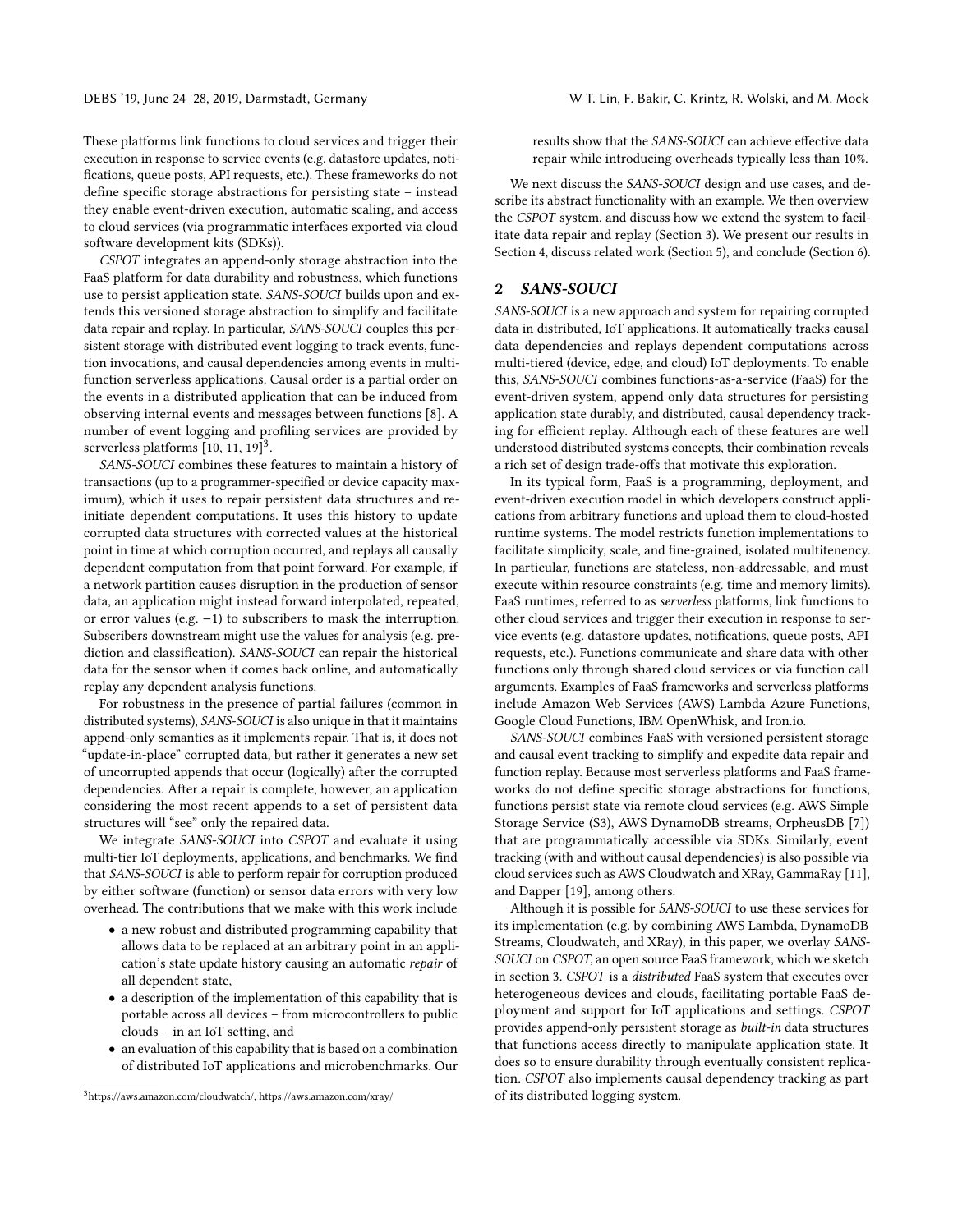These platforms link functions to cloud services and trigger their execution in response to service events (e.g. datastore updates, notifications, queue posts, API requests, etc.). These frameworks do not define specific storage abstractions for persisting state – instead they enable event-driven execution, automatic scaling, and access to cloud services (via programmatic interfaces exported via cloud software development kits (SDKs)).

*CSPOT* integrates an append-only storage abstraction into the FaaS platform for data durability and robustness, which functions use to persist application state. *SANS-SOUCI* builds upon and extends this versioned storage abstraction to simplify and facilitate data repair and replay. In particular, *SANS-SOUCI* couples this persistent storage with distributed event logging to track events, function invocations, and causal dependencies among events in multi-function serverless applications. Causal order is a partial order on the events in a distributed application that can be induced from observing internal events and messages between functions [8]. A number of event logging and profiling services are provided by serverless platforms [10, 11, 19][3].

*SANS-SOUCI* combines these features to maintain a history of transactions (up to a programmer-specified or device capacity maximum), which it uses to repair persistent data structures and reinitiate dependent computations. It uses this history to update corrupted data structures with corrected values at the historical point in time at which corruption occurred, and replays all causally dependent computation from that point forward. For example, if a network partition causes disruption in the production of sensor data, an application might instead forward interpolated, repeated, or error values (e.g. −1) to subscribers to mask the interruption. Subscribers downstream might use the values for analysis (e.g. prediction and classification). *SANS-SOUCI* can repair the historical data for the sensor when it comes back online, and automatically replay any dependent analysis functions.

For robustness in the presence of partial failures (common in distributed systems), *SANS-SOUCI* is also unique in that it maintains append-only semantics as it implements repair. That is, it does not "update-in-place" corrupted data, but rather it generates a new set of uncorrupted appends that occur (logically) after the corrupted dependencies. After a repair is complete, however, an application considering the most recent appends to a set of persistent data structures will "see" only the repaired data.

We integrate *SANS-SOUCI* into *CSPOT* and evaluate it using multi-tier IoT deployments, applications, and benchmarks. We find that *SANS-SOUCI* is able to perform repair for corruption produced by either software (function) or sensor data errors with very low overhead. The contributions that we make with this work include

- a new robust and distributed programming capability that allows data to be replaced at an arbitrary point in an application's state update history causing an automatic *repair* of all dependent state,
- a description of the implementation of this capability that is portable across all devices – from microcontrollers to public clouds – in an IoT setting, and
- an evaluation of this capability that is based on a combination of distributed IoT applications and microbenchmarks. Our results show that the *SANS-SOUCI* can achieve effective data repair while introducing overheads typically less than 10%.

We next discuss the *SANS-SOUCI* design and use cases, and describe its abstract functionality with an example. We then overview the *CSPOT* system, and discuss how we extend the system to facilitate data repair and replay (Section 3). We present our results in Section 4, discuss related work (Section 5), and conclude (Section 6).

## 2 *SANS-SOUCI*

*SANS-SOUCI* is a new approach and system for repairing corrupted data in distributed, IoT applications. It automatically tracks causal data dependencies and replays dependent computations across multi-tiered (device, edge, and cloud) IoT deployments. To enable this, *SANS-SOUCI* combines functions-as-a-service (FaaS) for the event-driven system, append only data structures for persisting application state durably, and distributed, causal dependency tracking for efficient replay. Although each of these features are well understood distributed systems concepts, their combination reveals a rich set of design trade-offs that motivate this exploration.

In its typical form, FaaS is a programming, deployment, and event-driven execution model in which developers construct applications from arbitrary functions and upload them to cloud-hosted runtime systems. The model restricts function implementations to facilitate simplicity, scale, and fine-grained, isolated multitenancy. In particular, functions are stateless, non-addressable, and must execute within resource constraints (e.g. time and memory limits). FaaS runtimes, referred to as *serverless* platforms, link functions to other cloud services and trigger their execution in response to service events (e.g. datastore updates, notifications, queue posts, API requests, etc.). Functions communicate and share data with other functions only through shared cloud services or via function call arguments. Examples of FaaS frameworks and serverless platforms include Amazon Web Services (AWS) Lambda Azure Functions, Google Cloud Functions, IBM OpenWhisk, and Iron.io.

*SANS-SOUCI* combines FaaS with versioned persistent storage and causal event tracking to simplify and expedite data repair and function replay. Because most serverless platforms and FaaS frameworks do not define specific storage abstractions for functions, functions persist state via remote cloud services (e.g. AWS Simple Storage Service (S3), AWS DynamoDB streams, OrpheusDB [7]) that are programmatically accessible via SDKs. Similarly, event tracking (with and without causal dependencies) is also possible via cloud services such as AWS Cloudwatch and XRay, GammaRay [11], and Dapper [19], among others.

Although it is possible for *SANS-SOUCI* to use these services for its implementation (e.g. by combining AWS Lambda, DynamoDB Streams, Cloudwatch, and XRay), in this paper, we overlay *SANS-SOUCI* on *CSPOT*, an open source FaaS framework, which we sketch in section 3. *CSPOT* is a *distributed* FaaS system that executes over heterogeneous devices and clouds, facilitating portable FaaS deployment and support for IoT applications and settings. *CSPOT* provides append-only persistent storage as *built-in* data structures that functions access directly to manipulate application state. It does so to ensure durability through eventually consistent replication. *CSPOT* also implements causal dependency tracking as part of its distributed logging system.

[3] https://aws.amazon.com/cloudwatch/, https://aws.amazon.com/xray/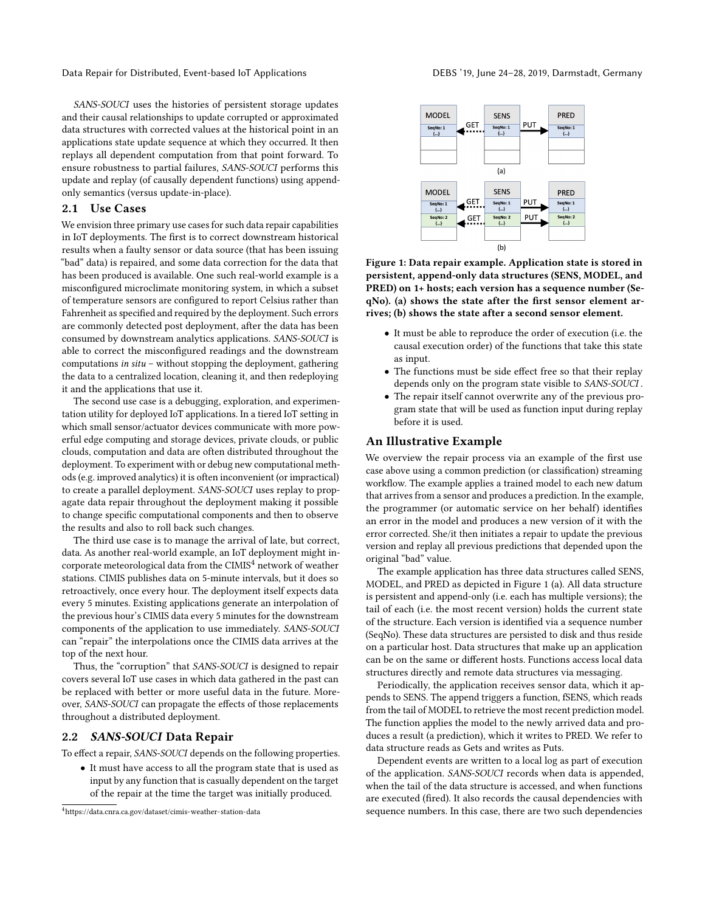SANS-SOUCI uses the histories of persistent storage updates and their causal relationships to update corrupted or approximated data structures with corrected values at the historical point in an applications state update sequence at which they occurred. It then replays all dependent computation from that point forward. To ensure robustness to partial failures, SANS-SOUCI performs this update and replay (of causally dependent functions) using append-only semantics (versus update-in-place).

## 2.1 Use Cases

We envision three primary use cases for such data repair capabilities in IoT deployments. The first is to correct downstream historical results when a faulty sensor or data source (that has been issuing "bad" data) is repaired, and some data correction for the data that has been produced is available. One such real-world example is a misconfigured microclimate monitoring system, in which a subset of temperature sensors are configured to report Celsius rather than Fahrenheit as specified and required by the deployment. Such errors are commonly detected post deployment, after the data has been consumed by downstream analytics applications. SANS-SOUCI is able to correct the misconfigured readings and the downstream computations *in situ* – without stopping the deployment, gathering the data to a centralized location, cleaning it, and then redeploying it and the applications that use it.

The second use case is a debugging, exploration, and experimentation utility for deployed IoT applications. In a tiered IoT setting in which small sensor/actuator devices communicate with more powerful edge computing and storage devices, private clouds, or public clouds, computation and data are often distributed throughout the deployment. To experiment with or debug new computational methods (e.g. improved analytics) it is often inconvenient (or impractical) to create a parallel deployment. SANS-SOUCI uses replay to propagate data repair throughout the deployment making it possible to change specific computational components and then to observe the results and also to roll back such changes.

The third use case is to manage the arrival of late, but correct, data. As another real-world example, an IoT deployment might incorporate meteorological data from the CIMIS[4] network of weather stations. CIMIS publishes data on 5-minute intervals, but it does so retroactively, once every hour. The deployment itself expects data every 5 minutes. Existing applications generate an interpolation of the previous hour's CIMIS data every 5 minutes for the downstream components of the application to use immediately. SANS-SOUCI can "repair" the interpolations once the CIMIS data arrives at the top of the next hour.

Thus, the "corruption" that SANS-SOUCI is designed to repair covers several IoT use cases in which data gathered in the past can be replaced with better or more useful data in the future. Moreover, SANS-SOUCI can propagate the effects of those replacements throughout a distributed deployment.

## 2.2 *SANS-SOUCI* Data Repair

To effect a repair, SANS-SOUCI depends on the following properties.

- It must have access to all the program state that is used as input by any function that is casually dependent on the target of the repair at the time the target was initially produced.
- It must be able to reproduce the order of execution (i.e. the causal execution order) of the functions that take this state as input.
- The functions must be side effect free so that their replay depends only on the program state visible to SANS-SOUCI.
- The repair itself cannot overwrite any of the previous program state that will be used as function input during replay before it is used.

[4] https://data.cnra.ca.gov/dataset/cimis-weather-station-data

MODEL
SeqNo: 1
GET
SENS
SeqNo: 1
PUT
PRED
SeqNo: 1
(a)

MODEL
SeqNo: 1
SeqNo: 2
GET
GET
SENS
SeqNo: 1
SeqNo: 2
PUT
PUT
PRED
SeqNo: 1
SeqNo: 2
(b)

**Figure 1: Data repair example. Application state is stored in persistent, append-only data structures (SENS, MODEL, and PRED) on 1+ hosts; each version has a sequence number (SeqNo). (a) shows the state after the first sensor element arrives; (b) shows the state after a second sensor element.**

## An Illustrative Example

We overview the repair process via an example of the first use case above using a common prediction (or classification) streaming workflow. The example applies a trained model to each new datum that arrives from a sensor and produces a prediction. In the example, the programmer (or automatic service on her behalf) identifies an error in the model and produces a new version of it with the error corrected. She/it then initiates a repair to update the previous version and replay all previous predictions that depended upon the original "bad" value.

The example application has three data structures called SENS, MODEL, and PRED as depicted in Figure 1 (a). All data structure is persistent and append-only (i.e. each has multiple versions); the tail of each (i.e. the most recent version) holds the current state of the structure. Each version is identified via a sequence number (SeqNo). These data structures are persisted to disk and thus reside on a particular host. Data structures that make up an application can be on the same or different hosts. Functions access local data structures directly and remote data structures via messaging.

Periodically, the application receives sensor data, which it appends to SENS. The append triggers a function, fSENS, which reads from the tail of MODEL to retrieve the most recent prediction model. The function applies the model to the newly arrived data and produces a result (a prediction), which it writes to PRED. We refer to data structure reads as Gets and writes as Puts.

Dependent events are written to a local log as part of execution of the application. SANS-SOUCI records when data is appended, when the tail of the data structure is accessed, and when functions are executed (fired). It also records the causal dependencies with sequence numbers. In this case, there are two such dependencies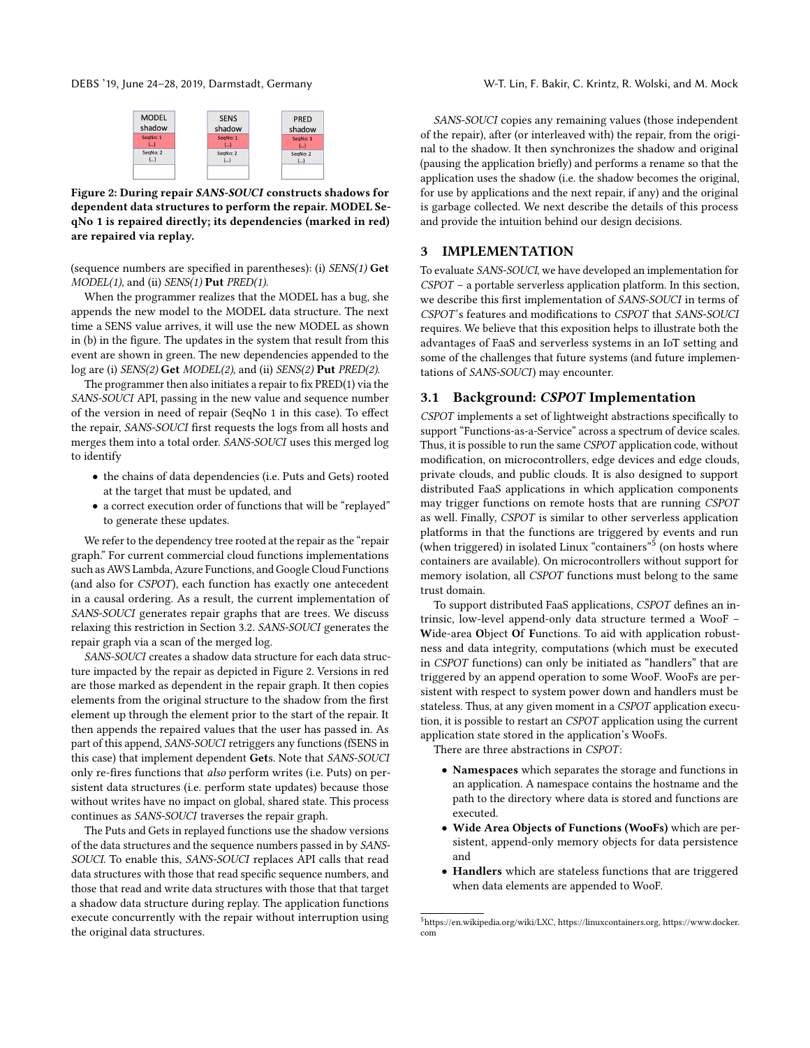MODEL shadow
SeqNo: 1 {...}
SeqNo: 2 {...}

SENS shadow
SeqNo: 1 {...}
SeqNo: 2 {...}

PRED shadow
SeqNo: 1 {...}
SeqNo: 2 {...}

**Figure 2: During repair *SANS-SOUCI* constructs shadows for dependent data structures to perform the repair. MODEL SeqNo 1 is repaired directly; its dependencies (marked in red) are repaired via replay.**

(sequence numbers are specified in parentheses): (i) *SENS(1)* **Get** *MODEL(1)*, and (ii) *SENS(1)* **Put** *PRED(1)*.

When the programmer realizes that the MODEL has a bug, she appends the new model to the MODEL data structure. The next time a SENS value arrives, it will use the new MODEL as shown in (b) in the figure. The updates in the system that result from this event are shown in green. The new dependencies appended to the log are (i) *SENS(2)* **Get** *MODEL(2)*, and (ii) *SENS(2)* **Put** *PRED(2)*.

The programmer then also initiates a repair to fix PRED(1) via the *SANS-SOUCI* API, passing in the new value and sequence number of the version in need of repair (SeqNo 1 in this case). To effect the repair, *SANS-SOUCI* first requests the logs from all hosts and merges them into a total order. *SANS-SOUCI* uses this merged log to identify

- the chains of data dependencies (i.e. Puts and Gets) rooted at the target that must be updated, and
- a correct execution order of functions that will be "replayed" to generate these updates.

We refer to the dependency tree rooted at the repair as the "repair graph." For current commercial cloud functions implementations such as AWS Lambda, Azure Functions, and Google Cloud Functions (and also for *CSPOT*), each function has exactly one antecedent in a causal ordering. As a result, the current implementation of *SANS-SOUCI* generates repair graphs that are trees. We discuss relaxing this restriction in Section 3.2. *SANS-SOUCI* generates the repair graph via a scan of the merged log.

*SANS-SOUCI* creates a shadow data structure for each data structure impacted by the repair as depicted in Figure 2. Versions in red are those marked as dependent in the repair graph. It then copies elements from the original structure to the shadow from the first element up through the element prior to the start of the repair. It then appends the repaired values that the user has passed in. As part of this append, *SANS-SOUCI* retriggers any functions (fSENS in this case) that implement dependent **Get**s. Note that *SANS-SOUCI* only re-fires functions that *also* perform writes (i.e. Puts) on persistent data structures (i.e. perform state updates) because those without writes have no impact on global, shared state. This process continues as *SANS-SOUCI* traverses the repair graph.

The Puts and Gets in replayed functions use the shadow versions of the data structures and the sequence numbers passed in by *SANS-SOUCI*. To enable this, *SANS-SOUCI* replaces API calls that read data structures with those that read specific sequence numbers, and those that read and write data structures with those that that target a shadow data structure during replay. The application functions execute concurrently with the repair without interruption using the original data structures.

*SANS-SOUCI* copies any remaining values (those independent of the repair), after (or interleaved with) the repair, from the original to the shadow. It then synchronizes the shadow and original (pausing the application briefly) and performs a rename so that the application uses the shadow (i.e. the shadow becomes the original, for use by applications and the next repair, if any) and the original is garbage collected. We next describe the details of this process and provide the intuition behind our design decisions.

## 3 IMPLEMENTATION

To evaluate *SANS-SOUCI*, we have developed an implementation for *CSPOT* – a portable serverless application platform. In this section, we describe this first implementation of *SANS-SOUCI* in terms of *CSPOT*'s features and modifications to *CSPOT* that *SANS-SOUCI* requires. We believe that this exposition helps to illustrate both the advantages of FaaS and serverless systems in an IoT setting and some of the challenges that future systems (and future implementations of *SANS-SOUCI*) may encounter.

### 3.1 Background: *CSPOT* Implementation

*CSPOT* implements a set of lightweight abstractions specifically to support "Functions-as-a-Service" across a spectrum of device scales. Thus, it is possible to run the same *CSPOT* application code, without modification, on microcontrollers, edge devices and edge clouds, private clouds, and public clouds. It is also designed to support distributed FaaS applications in which application components may trigger functions on remote hosts that are running *CSPOT* as well. Finally, *CSPOT* is similar to other serverless application platforms in that the functions are triggered by events and run (when triggered) in isolated Linux "containers"[5] (on hosts where containers are available). On microcontrollers without support for memory isolation, all *CSPOT* functions must belong to the same trust domain.

To support distributed FaaS applications, *CSPOT* defines an intrinsic, low-level append-only data structure termed a WooF – **W**ide-area **O**bject **O**f **F**unctions. To aid with application robustness and data integrity, computations (which must be executed in *CSPOT* functions) can only be initiated as "handlers" that are triggered by an append operation to some WooF. WooFs are persistent with respect to system power down and handlers must be stateless. Thus, at any given moment in a *CSPOT* application execution, it is possible to restart an *CSPOT* application using the current application state stored in the application's WooFs.

There are three abstractions in *CSPOT*:

- **Namespaces** which separates the storage and functions in an application. A namespace contains the hostname and the path to the directory where data is stored and functions are executed.
- **Wide Area Objects of Functions (WooFs)** which are persistent, append-only memory objects for data persistence and
- **Handlers** which are stateless functions that are triggered when data elements are appended to WooF.

[5] https://en.wikipedia.org/wiki/LXC, https://linuxcontainers.org, https://www.docker.com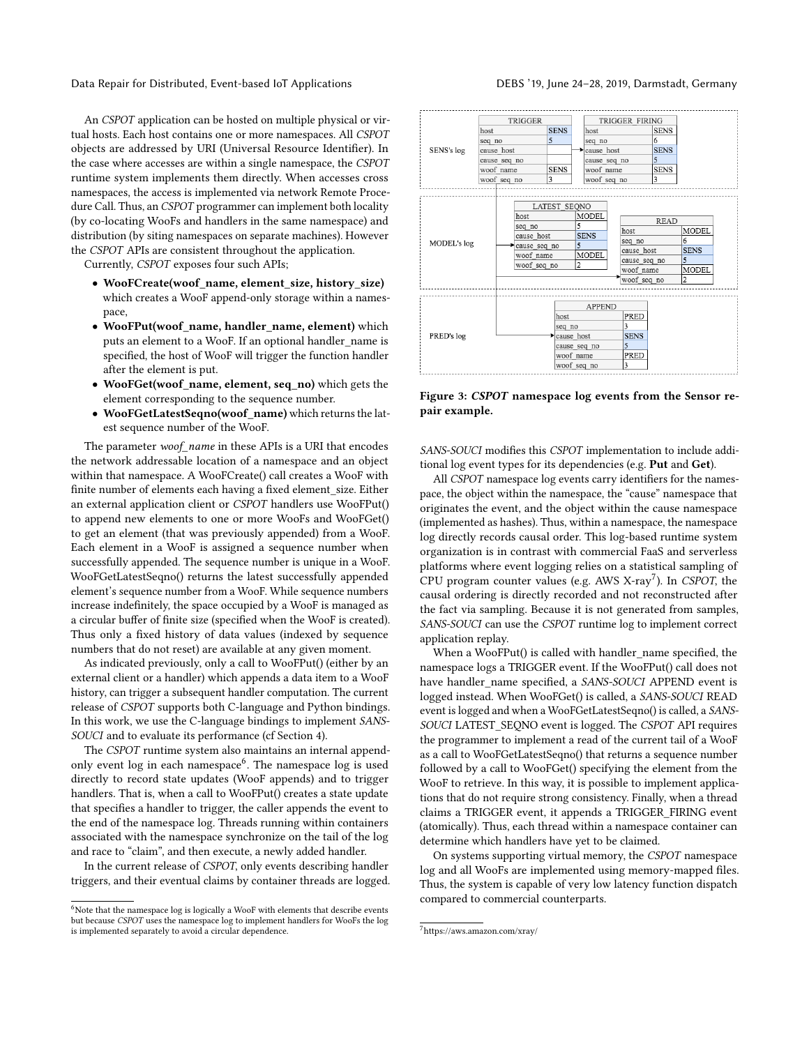An *CSPOT* application can be hosted on multiple physical or virtual hosts. Each host contains one or more namespaces. All *CSPOT* objects are addressed by URI (Universal Resource Identifier). In the case where accesses are within a single namespace, the *CSPOT* runtime system implements them directly. When accesses cross namespaces, the access is implemented via network Remote Procedure Call. Thus, an *CSPOT* programmer can implement both locality (by co-locating WooFs and handlers in the same namespace) and distribution (by siting namespaces on separate machines). However the *CSPOT* APIs are consistent throughout the application.

Currently, *CSPOT* exposes four such APIs;

- **WooFCreate(woof_name, element_size, history_size)** which creates a WooF append-only storage within a namespace,
- **WooFPut(woof_name, handler_name, element)** which puts an element to a WooF. If an optional handler_name is specified, the host of WooF will trigger the function handler after the element is put.
- **WooFGet(woof_name, element, seq_no)** which gets the element corresponding to the sequence number.
- **WooFGetLatestSeqno(woof_name)** which returns the latest sequence number of the WooF.

The parameter *woof_name* in these APIs is a URI that encodes the network addressable location of a namespace and an object within that namespace. A WooFCreate() call creates a WooF with finite number of elements each having a fixed element_size. Either an external application client or *CSPOT* handlers use WooFPut() to append new elements to one or more WooFs and WooFGet() to get an element (that was previously appended) from a WooF. Each element in a WooF is assigned a sequence number when successfully appended. The sequence number is unique in a WooF. WooFGetLatestSeqno() returns the latest successfully appended element's sequence number from a WooF. While sequence numbers increase indefinitely, the space occupied by a WooF is managed as a circular buffer of finite size (specified when the WooF is created). Thus only a fixed history of data values (indexed by sequence numbers that do not reset) are available at any given moment.

As indicated previously, only a call to WooFPut() (either by an external client or a handler) which appends a data item to a WooF history, can trigger a subsequent handler computation. The current release of *CSPOT* supports both C-language and Python bindings. In this work, we use the C-language bindings to implement *SANS-SOUCI* and to evaluate its performance (cf Section 4).

The *CSPOT* runtime system also maintains an internal append-only event log in each namespace[6]. The namespace log is used directly to record state updates (WooF appends) and to trigger handlers. That is, when a call to WooFPut() creates a state update that specifies a handler to trigger, the caller appends the event to the end of the namespace log. Threads running within containers associated with the namespace synchronize on the tail of the log and race to "claim", and then execute, a newly added handler.

In the current release of *CSPOT*, only events describing handler triggers, and their eventual claims by container threads are logged.

[6]Note that the namespace log is logically a WooF with elements that describe events but because *CSPOT* uses the namespace log to implement handlers for WooFs the log is implemented separately to avoid a circular dependence.

SENS's log

| TRIGGER | |
|---|---|
| host | SENS |
| seq_no | 5 |
| cause_host | |
| cause_seq_no | |
| woof_name | SENS |
| woof_seq_no | 3 |

| TRIGGER_FIRING | |
|---|---|
| host | SENS |
| seq_no | 6 |
| cause_host | SENS |
| cause_seq_no | 5 |
| woof_name | SENS |
| woof_seq_no | 3 |

MODEL's log

| LATEST_SEQNO | |
|---|---|
| host | MODEL |
| seq_no | 5 |
| cause_host | SENS |
| cause_seq_no | 5 |
| woof_name | MODEL |
| woof_seq_no | 2 |

| READ | |
|---|---|
| host | MODEL |
| seq_no | 6 |
| cause_host | SENS |
| cause_seq_no | 5 |
| woof_name | MODEL |
| woof_seq_no | 2 |

PRED's log

| APPEND | |
|---|---|
| host | PRED |
| seq_no | 3 |
| cause_host | SENS |
| cause_seq_no | 5 |
| woof_name | PRED |
| woof_seq_no | 3 |

**Figure 3: *CSPOT* namespace log events from the Sensor repair example.**

*SANS-SOUCI* modifies this *CSPOT* implementation to include additional log event types for its dependencies (e.g. **Put** and **Get**).

All *CSPOT* namespace log events carry identifiers for the namespace, the object within the namespace, the "cause" namespace that originates the event, and the object within the cause namespace (implemented as hashes). Thus, within a namespace, the namespace log directly records causal order. This log-based runtime system organization is in contrast with commercial FaaS and serverless platforms where event logging relies on a statistical sampling of CPU program counter values (e.g. AWS X-ray[7]). In *CSPOT*, the causal ordering is directly recorded and not reconstructed after the fact via sampling. Because it is not generated from samples, *SANS-SOUCI* can use the *CSPOT* runtime log to implement correct application replay.

When a WooFPut() is called with handler_name specified, the namespace logs a TRIGGER event. If the WooFPut() call does not have handler_name specified, a *SANS-SOUCI* APPEND event is logged instead. When WooFGet() is called, a *SANS-SOUCI* READ event is logged and when a WooFGetLatestSeqno() is called, a *SANS-SOUCI* LATEST_SEQNO event is logged. The *CSPOT* API requires the programmer to implement a read of the current tail of a WooF as a call to WooFGetLatestSeqno() that returns a sequence number followed by a call to WooFGet() specifying the element from the WooF to retrieve. In this way, it is possible to implement applications that do not require strong consistency. Finally, when a thread claims a TRIGGER event, it appends a TRIGGER_FIRING event (atomically). Thus, each thread within a namespace container can determine which handlers have yet to be claimed.

On systems supporting virtual memory, the *CSPOT* namespace log and all WooFs are implemented using memory-mapped files. Thus, the system is capable of very low latency function dispatch compared to commercial counterparts.

[7]https://aws.amazon.com/xray/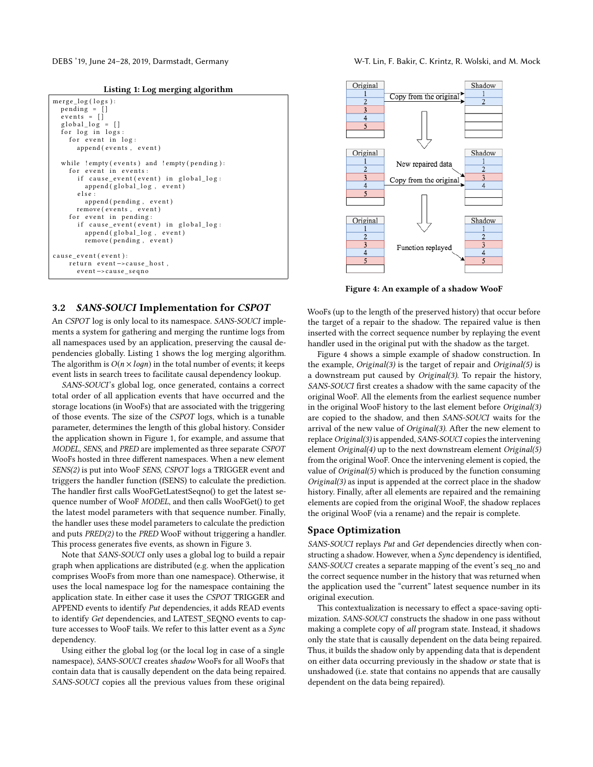**Listing 1: Log merging algorithm**

```
merge_log(logs):
  pending = []
  events = []
  global_log = []
  for log in logs:
    for event in log:
      append(events, event)

  while !empty(events) and !empty(pending):
    for event in events:
      if cause_event(event) in global_log:
        append(global_log, event)
      else:
        append(pending, event)
      remove(events, event)
    for event in pending:
      if cause_event(event) in global_log:
        append(global_log, event)
        remove(pending, event)

cause_event(event):
    return event->cause_host,
      event->cause_seqno
```

Figure 4: An example of a shadow WooF

## 3.2 *SANS-SOUCI* Implementation for *CSPOT*

An *CSPOT* log is only local to its namespace. *SANS-SOUCI* implements a system for gathering and merging the runtime logs from all namespaces used by an application, preserving the causal dependencies globally. Listing 1 shows the log merging algorithm. The algorithm is $O(n \times logn)$ in the total number of events; it keeps event lists in search trees to facilitate causal dependency lookup.

*SANS-SOUCI*'s global log, once generated, contains a correct total order of all application events that have occurred and the storage locations (in WooFs) that are associated with the triggering of those events. The size of the *CSPOT* logs, which is a tunable parameter, determines the length of this global history. Consider the application shown in Figure 1, for example, and assume that *MODEL*, *SENS*, and *PRED* are implemented as three separate *CSPOT* WooFs hosted in three different namespaces. When a new element *SENS(2)* is put into WooF *SENS*, *CSPOT* logs a TRIGGER event and triggers the handler function (fSENS) to calculate the prediction. The handler first calls WooFGetLatestSeqno() to get the latest sequence number of WooF *MODEL*, and then calls WooFGet() to get the latest model parameters with that sequence number. Finally, the handler uses these model parameters to calculate the prediction and puts *PRED(2)* to the *PRED* WooF without triggering a handler. This process generates five events, as shown in Figure 3.

Note that *SANS-SOUCI* only uses a global log to build a repair graph when applications are distributed (e.g. when the application comprises WooFs from more than one namespace). Otherwise, it uses the local namespace log for the namespace containing the application state. In either case it uses the *CSPOT* TRIGGER and APPEND events to identify *Put* dependencies, it adds READ events to identify *Get* dependencies, and LATEST_SEQNO events to capture accesses to WooF tails. We refer to this latter event as a *Sync* dependency.

Using either the global log (or the local log in case of a single namespace), *SANS-SOUCI* creates *shadow* WooFs for all WooFs that contain data that is causally dependent on the data being repaired. *SANS-SOUCI* copies all the previous values from these original WooFs (up to the length of the preserved history) that occur before the target of a repair to the shadow. The repaired value is then inserted with the correct sequence number by replaying the event handler used in the original put with the shadow as the target.

Figure 4 shows a simple example of shadow construction. In the example, *Original(3)* is the target of repair and *Original(5)* is a downstream put caused by *Original(3)*. To repair the history, *SANS-SOUCI* first creates a shadow with the same capacity of the original WooF. All the elements from the earliest sequence number in the original WooF history to the last element before *Original(3)* are copied to the shadow, and then *SANS-SOUCI* waits for the arrival of the new value of *Original(3)*. After the new element to replace *Original(3)* is appended, *SANS-SOUCI* copies the intervening element *Original(4)* up to the next downstream element *Original(5)* from the original WooF. Once the intervening element is copied, the value of *Original(5)* which is produced by the function consuming *Original(3)* as input is appended at the correct place in the shadow history. Finally, after all elements are repaired and the remaining elements are copied from the original WooF, the shadow replaces the original WooF (via a rename) and the repair is complete.

### Space Optimization

*SANS-SOUCI* replays *Put* and *Get* dependencies directly when constructing a shadow. However, when a *Sync* dependency is identified, *SANS-SOUCI* creates a separate mapping of the event's seq_no and the correct sequence number in the history that was returned when the application used the "current" latest sequence number in its original execution.

This contextualization is necessary to effect a space-saving optimization. *SANS-SOUCI* constructs the shadow in one pass without making a complete copy of *all* program state. Instead, it shadows only the state that is causally dependent on the data being repaired. Thus, it builds the shadow only by appending data that is dependent on either data occurring previously in the shadow *or* state that is unshadowed (i.e. state that contains no appends that are causally dependent on the data being repaired).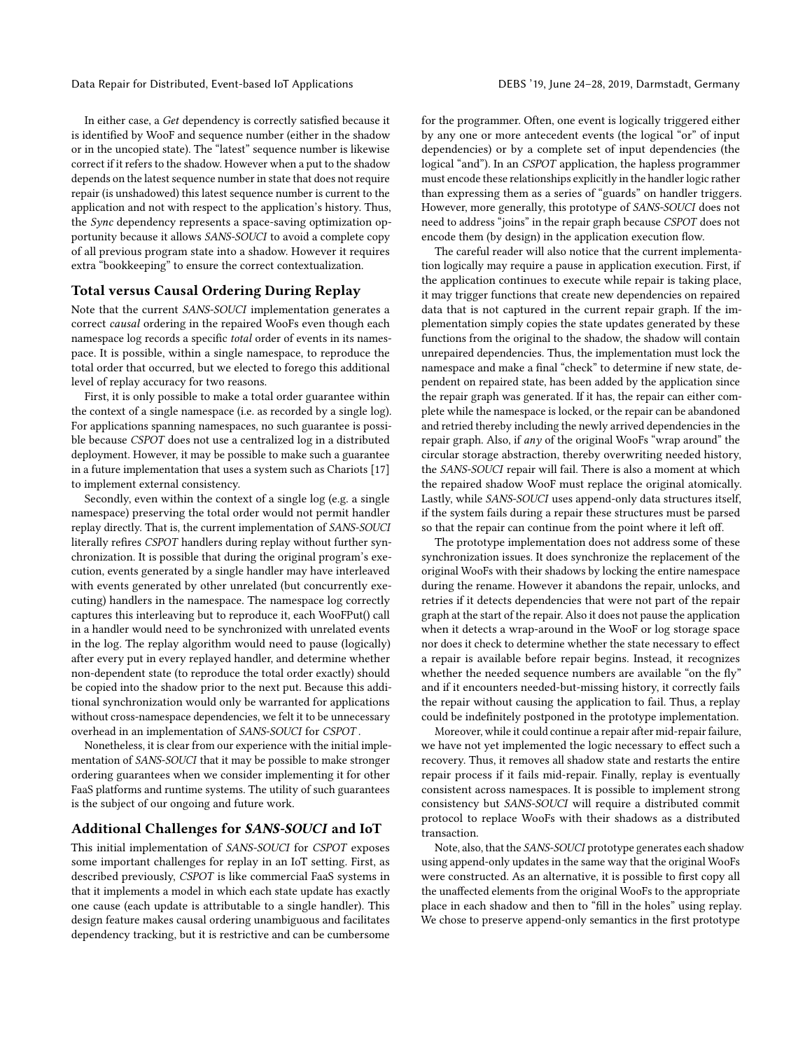In either case, a *Get* dependency is correctly satisfied because it is identified by WooF and sequence number (either in the shadow or in the uncopied state). The "latest" sequence number is likewise correct if it refers to the shadow. However when a put to the shadow depends on the latest sequence number in state that does not require repair (is unshadowed) this latest sequence number is current to the application and not with respect to the application's history. Thus, the *Sync* dependency represents a space-saving optimization opportunity because it allows *SANS-SOUCI* to avoid a complete copy of all previous program state into a shadow. However it requires extra "bookkeeping" to ensure the correct contextualization.

## Total versus Causal Ordering During Replay

Note that the current *SANS-SOUCI* implementation generates a correct *causal* ordering in the repaired WooFs even though each namespace log records a specific *total* order of events in its namespace. It is possible, within a single namespace, to reproduce the total order that occurred, but we elected to forego this additional level of replay accuracy for two reasons.

First, it is only possible to make a total order guarantee within the context of a single namespace (i.e. as recorded by a single log). For applications spanning namespaces, no such guarantee is possible because *CSPOT* does not use a centralized log in a distributed deployment. However, it may be possible to make such a guarantee in a future implementation that uses a system such as Chariots [17] to implement external consistency.

Secondly, even within the context of a single log (e.g. a single namespace) preserving the total order would not permit handler replay directly. That is, the current implementation of *SANS-SOUCI* literally refires *CSPOT* handlers during replay without further synchronization. It is possible that during the original program's execution, events generated by a single handler may have interleaved with events generated by other unrelated (but concurrently executing) handlers in the namespace. The namespace log correctly captures this interleaving but to reproduce it, each WooFPut() call in a handler would need to be synchronized with unrelated events in the log. The replay algorithm would need to pause (logically) after every put in every replayed handler, and determine whether non-dependent state (to reproduce the total order exactly) should be copied into the shadow prior to the next put. Because this additional synchronization would only be warranted for applications without cross-namespace dependencies, we felt it to be unnecessary overhead in an implementation of *SANS-SOUCI* for *CSPOT* .

Nonetheless, it is clear from our experience with the initial implementation of *SANS-SOUCI* that it may be possible to make stronger ordering guarantees when we consider implementing it for other FaaS platforms and runtime systems. The utility of such guarantees is the subject of our ongoing and future work.

## Additional Challenges for *SANS-SOUCI* and IoT

This initial implementation of *SANS-SOUCI* for *CSPOT* exposes some important challenges for replay in an IoT setting. First, as described previously, *CSPOT* is like commercial FaaS systems in that it implements a model in which each state update has exactly one cause (each update is attributable to a single handler). This design feature makes causal ordering unambiguous and facilitates dependency tracking, but it is restrictive and can be cumbersome for the programmer. Often, one event is logically triggered either by any one or more antecedent events (the logical "or" of input dependencies) or by a complete set of input dependencies (the logical "and"). In an *CSPOT* application, the hapless programmer must encode these relationships explicitly in the handler logic rather than expressing them as a series of "guards" on handler triggers. However, more generally, this prototype of *SANS-SOUCI* does not need to address "joins" in the repair graph because *CSPOT* does not encode them (by design) in the application execution flow.

The careful reader will also notice that the current implementation logically may require a pause in application execution. First, if the application continues to execute while repair is taking place, it may trigger functions that create new dependencies on repaired data that is not captured in the current repair graph. If the implementation simply copies the state updates generated by these functions from the original to the shadow, the shadow will contain unrepaired dependencies. Thus, the implementation must lock the namespace and make a final "check" to determine if new state, dependent on repaired state, has been added by the application since the repair graph was generated. If it has, the repair can either complete while the namespace is locked, or the repair can be abandoned and retried thereby including the newly arrived dependencies in the repair graph. Also, if *any* of the original WooFs "wrap around" the circular storage abstraction, thereby overwriting needed history, the *SANS-SOUCI* repair will fail. There is also a moment at which the repaired shadow WooF must replace the original atomically. Lastly, while *SANS-SOUCI* uses append-only data structures itself, if the system fails during a repair these structures must be parsed so that the repair can continue from the point where it left off.

The prototype implementation does not address some of these synchronization issues. It does synchronize the replacement of the original WooFs with their shadows by locking the entire namespace during the rename. However it abandons the repair, unlocks, and retries if it detects dependencies that were not part of the repair graph at the start of the repair. Also it does not pause the application when it detects a wrap-around in the WooF or log storage space nor does it check to determine whether the state necessary to effect a repair is available before repair begins. Instead, it recognizes whether the needed sequence numbers are available "on the fly" and if it encounters needed-but-missing history, it correctly fails the repair without causing the application to fail. Thus, a replay could be indefinitely postponed in the prototype implementation.

Moreover, while it could continue a repair after mid-repair failure, we have not yet implemented the logic necessary to effect such a recovery. Thus, it removes all shadow state and restarts the entire repair process if it fails mid-repair. Finally, replay is eventually consistent across namespaces. It is possible to implement strong consistency but *SANS-SOUCI* will require a distributed commit protocol to replace WooFs with their shadows as a distributed transaction.

Note, also, that the *SANS-SOUCI* prototype generates each shadow using append-only updates in the same way that the original WooFs were constructed. As an alternative, it is possible to first copy all the unaffected elements from the original WooFs to the appropriate place in each shadow and then to "fill in the holes" using replay. We chose to preserve append-only semantics in the first prototype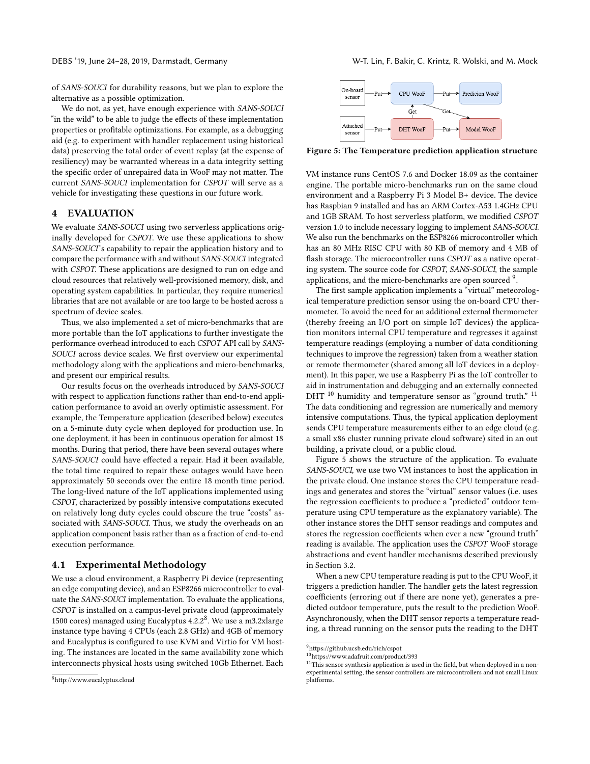of *SANS-SOUCI* for durability reasons, but we plan to explore the alternative as a possible optimization.

We do not, as yet, have enough experience with *SANS-SOUCI* "in the wild" to be able to judge the effects of these implementation properties or profitable optimizations. For example, as a debugging aid (e.g. to experiment with handler replacement using historical data) preserving the total order of event replay (at the expense of resiliency) may be warranted whereas in a data integrity setting the specific order of unrepaired data in WooF may not matter. The current *SANS-SOUCI* implementation for *CSPOT* will serve as a vehicle for investigating these questions in our future work.

## 4 EVALUATION

We evaluate *SANS-SOUCI* using two serverless applications originally developed for *CSPOT*. We use these applications to show *SANS-SOUCI*'s capability to repair the application history and to compare the performance with and without *SANS-SOUCI* integrated with *CSPOT*. These applications are designed to run on edge and cloud resources that relatively well-provisioned memory, disk, and operating system capabilities. In particular, they require numerical libraries that are not available or are too large to be hosted across a spectrum of device scales.

Thus, we also implemented a set of micro-benchmarks that are more portable than the IoT applications to further investigate the performance overhead introduced to each *CSPOT* API call by *SANS-SOUCI* across device scales. We first overview our experimental methodology along with the applications and micro-benchmarks, and present our empirical results.

Our results focus on the overheads introduced by *SANS-SOUCI* with respect to application functions rather than end-to-end application performance to avoid an overly optimistic assessment. For example, the Temperature application (described below) executes on a 5-minute duty cycle when deployed for production use. In one deployment, it has been in continuous operation for almost 18 months. During that period, there have been several outages where *SANS-SOUCI* could have effected a repair. Had it been available, the total time required to repair these outages would have been approximately 50 seconds over the entire 18 month time period. The long-lived nature of the IoT applications implemented using *CSPOT*, characterized by possibly intensive computations executed on relatively long duty cycles could obscure the true "costs" associated with *SANS-SOUCI*. Thus, we study the overheads on an application component basis rather than as a fraction of end-to-end execution performance.

### 4.1 Experimental Methodology

We use a cloud environment, a Raspberry Pi device (representing an edge computing device), and an ESP8266 microcontroller to evaluate the *SANS-SOUCI* implementation. To evaluate the applications, *CSPOT* is installed on a campus-level private cloud (approximately 1500 cores) managed using Eucalyptus 4.2.2[8]. We use a m3.2xlarge instance type having 4 CPUs (each 2.8 GHz) and 4GB of memory and Eucalyptus is configured to use KVM and Virtio for VM hosting. The instances are located in the same availability zone which interconnects physical hosts using switched 10Gb Ethernet. Each

On-board sensor
Attached sensor
CPU WooF
DHT WooF
Predicion WooF
Model WooF
Put
Get

**Figure 5: The Temperature prediction application structure**

VM instance runs CentOS 7.6 and Docker 18.09 as the container engine. The portable micro-benchmarks run on the same cloud environment and a Raspberry Pi 3 Model B+ device. The device has Raspbian 9 installed and has an ARM Cortex-A53 1.4GHz CPU and 1GB SRAM. To host serverless platform, we modified *CSPOT* version 1.0 to include necessary logging to implement *SANS-SOUCI*. We also run the benchmarks on the ESP8266 microcontroller which has an 80 MHz RISC CPU with 80 KB of memory and 4 MB of flash storage. The microcontroller runs *CSPOT* as a native operating system. The source code for *CSPOT*, *SANS-SOUCI*, the sample applications, and the micro-benchmarks are open sourced [9].

The first sample application implements a "virtual" meteorological temperature prediction sensor using the on-board CPU thermometer. To avoid the need for an additional external thermometer (thereby freeing an I/O port on simple IoT devices) the application monitors internal CPU temperature and regresses it against temperature readings (employing a number of data conditioning techniques to improve the regression) taken from a weather station or remote thermometer (shared among all IoT devices in a deployment). In this paper, we use a Raspberry Pi as the IoT controller to aid in instrumentation and debugging and an externally connected DHT [10] humidity and temperature sensor as "ground truth." [11] The data conditioning and regression are numerically and memory intensive computations. Thus, the typical application deployment sends CPU temperature measurements either to an edge cloud (e.g. a small x86 cluster running private cloud software) sited in an out building, a private cloud, or a public cloud.

Figure 5 shows the structure of the application. To evaluate *SANS-SOUCI*, we use two VM instances to host the application in the private cloud. One instance stores the CPU temperature readings and generates and stores the "virtual" sensor values (i.e. uses the regression coefficients to produce a "predicted" outdoor temperature using CPU temperature as the explanatory variable). The other instance stores the DHT sensor readings and computes and stores the regression coefficients when ever a new "ground truth" reading is available. The application uses the *CSPOT* WooF storage abstractions and event handler mechanisms described previously in Section 3.2.

When a new CPU temperature reading is put to the CPU WooF, it triggers a prediction handler. The handler gets the latest regression coefficients (erroring out if there are none yet), generates a predicted outdoor temperature, puts the result to the prediction WooF. Asynchronously, when the DHT sensor reports a temperature reading, a thread running on the sensor puts the reading to the DHT

---

[8] http://www.eucalyptus.cloud

[9] https://github.ucsb.edu/rich/cspot

[10] https://www.adafruit.com/product/393

[11] This sensor synthesis application is used in the field, but when deployed in a non-experimental setting, the sensor controllers are microcontrollers and not small Linux platforms.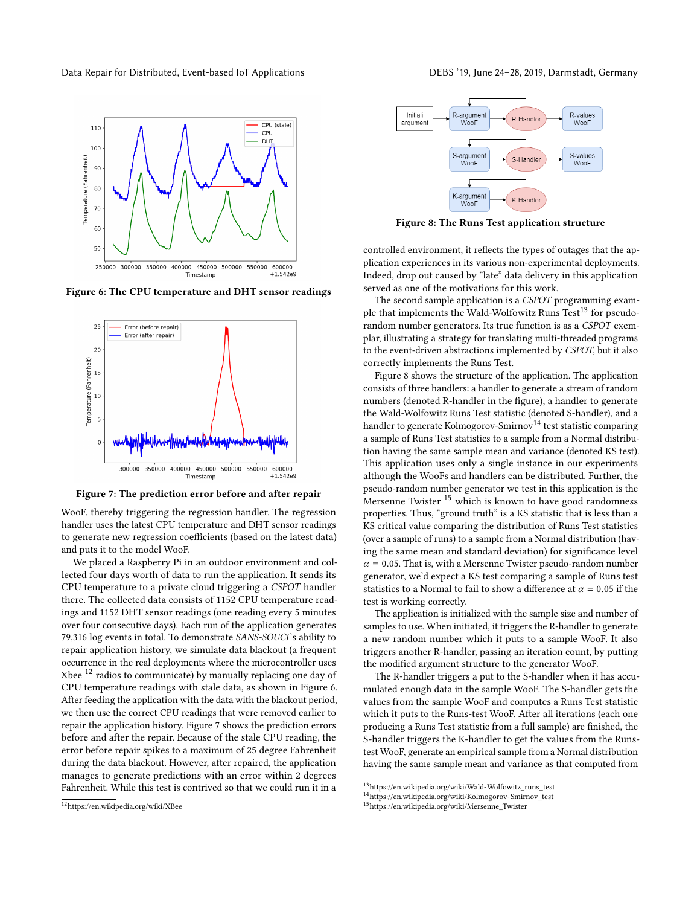Figure 6: The CPU temperature and DHT sensor readings

Figure 7: The prediction error before and after repair

WooF, thereby triggering the regression handler. The regression handler uses the latest CPU temperature and DHT sensor readings to generate new regression coefficients (based on the latest data) and puts it to the model WooF.

We placed a Raspberry Pi in an outdoor environment and collected four days worth of data to run the application. It sends its CPU temperature to a private cloud triggering a *CSPOT* handler there. The collected data consists of 1152 CPU temperature readings and 1152 DHT sensor readings (one reading every 5 minutes over four consecutive days). Each run of the application generates 79,316 log events in total. To demonstrate *SANS-SOUCI*'s ability to repair application history, we simulate data blackout (a frequent occurrence in the real deployments where the microcontroller uses Xbee [12] radios to communicate) by manually replacing one day of CPU temperature readings with stale data, as shown in Figure 6. After feeding the application with the data with the blackout period, we then use the correct CPU readings that were removed earlier to repair the application history. Figure 7 shows the prediction errors before and after the repair. Because of the stale CPU reading, the error before repair spikes to a maximum of 25 degree Fahrenheit during the data blackout. However, after repaired, the application manages to generate predictions with an error within 2 degrees Fahrenheit. While this test is contrived so that we could run it in a controlled environment, it reflects the types of outages that the application experiences in its various non-experimental deployments. Indeed, drop out caused by "late" data delivery in this application served as one of the motivations for this work.

The second sample application is a *CSPOT* programming example that implements the Wald-Wolfowitz Runs Test[13] for pseudo-random number generators. Its true function is as a *CSPOT* exemplar, illustrating a strategy for translating multi-threaded programs to the event-driven abstractions implemented by *CSPOT*, but it also correctly implements the Runs Test.

Figure 8: The Runs Test application structure

Figure 8 shows the structure of the application. The application consists of three handlers: a handler to generate a stream of random numbers (denoted R-handler in the figure), a handler to generate the Wald-Wolfowitz Runs Test statistic (denoted S-handler), and a handler to generate Kolmogorov-Smirnov[14] test statistic comparing a sample of Runs Test statistics to a sample from a Normal distribution having the same sample mean and variance (denoted KS test). This application uses only a single instance in our experiments although the WooFs and handlers can be distributed. Further, the pseudo-random number generator we test in this application is the Mersenne Twister [15] which is known to have good randomness properties. Thus, "ground truth" is a KS statistic that is less than a KS critical value comparing the distribution of Runs Test statistics (over a sample of runs) to a sample from a Normal distribution (having the same mean and standard deviation) for significance level $\alpha = 0.05$. That is, with a Mersenne Twister pseudo-random number generator, we'd expect a KS test comparing a sample of Runs test statistics to a Normal to fail to show a difference at $\alpha = 0.05$ if the test is working correctly.

The application is initialized with the sample size and number of samples to use. When initiated, it triggers the R-handler to generate a new random number which it puts to a sample WooF. It also triggers another R-handler, passing an iteration count, by putting the modified argument structure to the generator WooF.

The R-handler triggers a put to the S-handler when it has accumulated enough data in the sample WooF. The S-handler gets the values from the sample WooF and computes a Runs Test statistic which it puts to the Runs-test WooF. After all iterations (each one producing a Runs Test statistic from a full sample) are finished, the S-handler triggers the K-handler to get the values from the Runs-test WooF, generate an empirical sample from a Normal distribution having the same sample mean and variance as that computed from

[12] https://en.wikipedia.org/wiki/XBee

[13] https://en.wikipedia.org/wiki/Wald-Wolfowitz_runs_test

[14] https://en.wikipedia.org/wiki/Kolmogorov-Smirnov_test

[15] https://en.wikipedia.org/wiki/Mersenne_Twister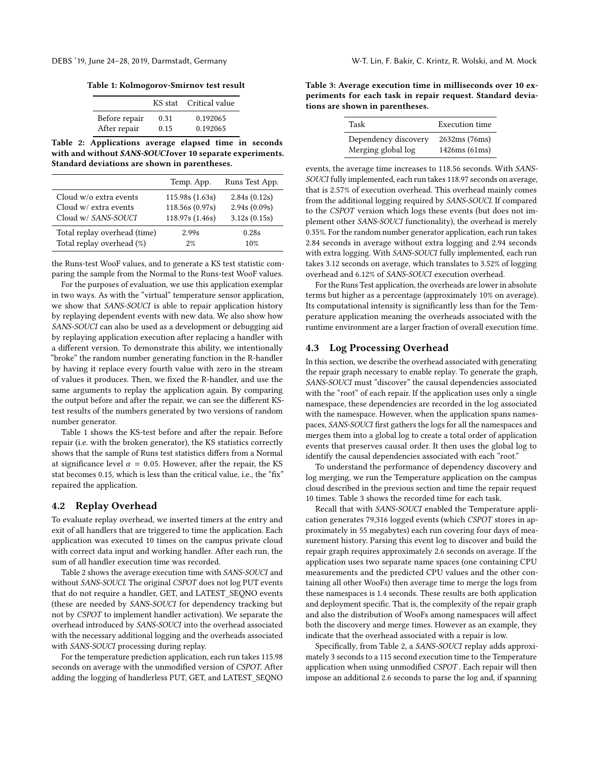**Table 1: Kolmogorov-Smirnov test result**

| | KS stat | Critical value |
|---|---|---|
| Before repair | 0.31 | 0.192065 |
| After repair | 0.15 | 0.192065 |

**Table 2: Applications average elapsed time in seconds with and without *SANS-SOUCI* over 10 separate experiments. Standard deviations are shown in parentheses.**

| | Temp. App. | Runs Test App. |
|---|---|---|
| Cloud w/o extra events | 115.98s (1.63s) | 2.84s (0.12s) |
| Cloud w/ extra events | 118.56s (0.97s) | 2.94s (0.09s) |
| Cloud w/ *SANS-SOUCI* | 118.97s (1.46s) | 3.12s (0.15s) |
| Total replay overhead (time) | 2.99s | 0.28s |
| Total replay overhead (%) | 2% | 10% |

the Runs-test WooF values, and to generate a KS test statistic comparing the sample from the Normal to the Runs-test WooF values.

For the purposes of evaluation, we use this application exemplar in two ways. As with the "virtual" temperature sensor application, we show that *SANS-SOUCI* is able to repair application history by replaying dependent events with new data. We also show how *SANS-SOUCI* can also be used as a development or debugging aid by replaying application execution after replacing a handler with a different version. To demonstrate this ability, we intentionally "broke" the random number generating function in the R-handler by having it replace every fourth value with zero in the stream of values it produces. Then, we fixed the R-handler, and use the same arguments to replay the application again. By comparing the output before and after the repair, we can see the different KS-test results of the numbers generated by two versions of random number generator.

Table 1 shows the KS-test before and after the repair. Before repair (i.e. with the broken generator), the KS statistics correctly shows that the sample of Runs test statistics differs from a Normal at significance level $\alpha = 0.05$. However, after the repair, the KS stat becomes 0.15, which is less than the critical value, i.e., the "fix" repaired the application.

## 4.2 Replay Overhead

To evaluate replay overhead, we inserted timers at the entry and exit of all handlers that are triggered to time the application. Each application was executed 10 times on the campus private cloud with correct data input and working handler. After each run, the sum of all handler execution time was recorded.

Table 2 shows the average execution time with *SANS-SOUCI* and without *SANS-SOUCI*. The original *CSPOT* does not log PUT events that do not require a handler, GET, and LATEST_SEQNO events (these are needed by *SANS-SOUCI* for dependency tracking but not by *CSPOT* to implement handler activation). We separate the overhead introduced by *SANS-SOUCI* into the overhead associated with the necessary additional logging and the overheads associated with *SANS-SOUCI* processing during replay.

For the temperature prediction application, each run takes 115.98 seconds on average with the unmodified version of *CSPOT*. After adding the logging of handlerless PUT, GET, and LATEST_SEQNO events, the average time increases to 118.56 seconds. With *SANS-SOUCI* fully implemented, each run takes 118.97 seconds on average, that is 2.57% of execution overhead. This overhead mainly comes from the additional logging required by *SANS-SOUCI*. If compared to the *CSPOT* version which logs these events (but does not implement other *SANS-SOUCI* functionality), the overhead is merely 0.35%. For the random number generator application, each run takes 2.84 seconds in average without extra logging and 2.94 seconds with extra logging. With *SANS-SOUCI* fully implemented, each run takes 3.12 seconds on average, which translates to 3.52% of logging overhead and 6.12% of *SANS-SOUCI* execution overhead.

For the Runs Test application, the overheads are lower in absolute terms but higher as a percentage (approximately 10% on average). Its computational intensity is significantly less than for the Temperature application meaning the overheads associated with the runtime environment are a larger fraction of overall execution time.

**Table 3: Average execution time in milliseconds over 10 experiments for each task in repair request. Standard deviations are shown in parentheses.**

| Task | Execution time |
|---|---|
| Dependency discovery | 2632ms (76ms) |
| Merging global log | 1426ms (61ms) |

## 4.3 Log Processing Overhead

In this section, we describe the overhead associated with generating the repair graph necessary to enable replay. To generate the graph, *SANS-SOUCI* must "discover" the causal dependencies associated with the "root" of each repair. If the application uses only a single namespace, these dependencies are recorded in the log associated with the namespace. However, when the application spans namespaces, *SANS-SOUCI* first gathers the logs for all the namespaces and merges them into a global log to create a total order of application events that preserves causal order. It then uses the global log to identify the causal dependencies associated with each "root."

To understand the performance of dependency discovery and log merging, we run the Temperature application on the campus cloud described in the previous section and time the repair request 10 times. Table 3 shows the recorded time for each task.

Recall that with *SANS-SOUCI* enabled the Temperature application generates 79,316 logged events (which *CSPOT* stores in approximately in 55 megabytes) each run covering four days of measurement history. Parsing this event log to discover and build the repair graph requires approximately 2.6 seconds on average. If the application uses two separate name spaces (one containing CPU measurements and the predicted CPU values and the other containing all other WooFs) then average time to merge the logs from these namespaces is 1.4 seconds. These results are both application and deployment specific. That is, the complexity of the repair graph and also the distribution of WooFs among namespaces will affect both the discovery and merge times. However as an example, they indicate that the overhead associated with a repair is low.

Specifically, from Table 2, a *SANS-SOUCI* replay adds approximately 3 seconds to a 115 second execution time to the Temperature application when using unmodified *CSPOT* . Each repair will then impose an additional 2.6 seconds to parse the log and, if spanning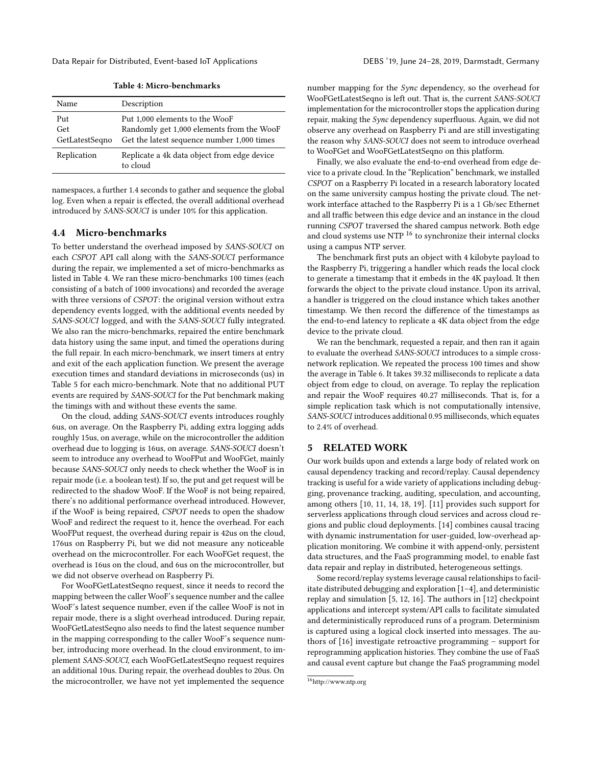Table 4: Micro-benchmarks

| Name | Description |
| --- | --- |
| Put | Put 1,000 elements to the WooF |
| Get | Randomly get 1,000 elements from the WooF |
| GetLatestSeqno | Get the latest sequence number 1,000 times |
| Replication | Replicate a 4k data object from edge device to cloud |

namespaces, a further 1.4 seconds to gather and sequence the global log. Even when a repair is effected, the overall additional overhead introduced by *SANS-SOUCI* is under 10% for this application.

### 4.4 Micro-benchmarks

To better understand the overhead imposed by *SANS-SOUCI* on each *CSPOT* API call along with the *SANS-SOUCI* performance during the repair, we implemented a set of micro-benchmarks as listed in Table 4. We ran these micro-benchmarks 100 times (each consisting of a batch of 1000 invocations) and recorded the average with three versions of *CSPOT*: the original version without extra dependency events logged, with the additional events needed by *SANS-SOUCI* logged, and with the *SANS-SOUCI* fully integrated. We also ran the micro-benchmarks, repaired the entire benchmark data history using the same input, and timed the operations during the full repair. In each micro-benchmark, we insert timers at entry and exit of the each application function. We present the average execution times and standard deviations in microseconds (us) in Table 5 for each micro-benchmark. Note that no additional PUT events are required by *SANS-SOUCI* for the Put benchmark making the timings with and without these events the same.

On the cloud, adding *SANS-SOUCI* events introduces roughly 6us, on average. On the Raspberry Pi, adding extra logging adds roughly 15us, on average, while on the microcontroller the addition overhead due to logging is 16us, on average. *SANS-SOUCI* doesn't seem to introduce any overhead to WooFPut and WooFGet, mainly because *SANS-SOUCI* only needs to check whether the WooF is in repair mode (i.e. a boolean test). If so, the put and get request will be redirected to the shadow WooF. If the WooF is not being repaired, there's no additional performance overhead introduced. However, if the WooF is being repaired, *CSPOT* needs to open the shadow WooF and redirect the request to it, hence the overhead. For each WooFPut request, the overhead during repair is 42us on the cloud, 176us on Raspberry Pi, but we did not measure any noticeable overhead on the microcontroller. For each WooFGet request, the overhead is 16us on the cloud, and 6us on the microcontroller, but we did not observe overhead on Raspberry Pi.

For WooFGetLatestSeqno request, since it needs to record the mapping between the caller WooF's sequence number and the callee WooF's latest sequence number, even if the callee WooF is not in repair mode, there is a slight overhead introduced. During repair, WooFGetLatestSeqno also needs to find the latest sequence number in the mapping corresponding to the caller WooF's sequence number, introducing more overhead. In the cloud environment, to implement *SANS-SOUCI*, each WooFGetLatestSeqno request requires an additional 10us. During repair, the overhead doubles to 20us. On the microcontroller, we have not yet implemented the sequence number mapping for the *Sync* dependency, so the overhead for WooFGetLatestSeqno is left out. That is, the current *SANS-SOUCI* implementation for the microcontroller stops the application during repair, making the *Sync* dependency superfluous. Again, we did not observe any overhead on Raspberry Pi and are still investigating the reason why *SANS-SOUCI* does not seem to introduce overhead to WooFGet and WooFGetLatestSeqno on this platform.

Finally, we also evaluate the end-to-end overhead from edge device to a private cloud. In the "Replication" benchmark, we installed *CSPOT* on a Raspberry Pi located in a research laboratory located on the same university campus hosting the private cloud. The network interface attached to the Raspberry Pi is a 1 Gb/sec Ethernet and all traffic between this edge device and an instance in the cloud running *CSPOT* traversed the shared campus network. Both edge and cloud systems use NTP [16] to synchronize their internal clocks using a campus NTP server.

The benchmark first puts an object with 4 kilobyte payload to the Raspberry Pi, triggering a handler which reads the local clock to generate a timestamp that it embeds in the 4K payload. It then forwards the object to the private cloud instance. Upon its arrival, a handler is triggered on the cloud instance which takes another timestamp. We then record the difference of the timestamps as the end-to-end latency to replicate a 4K data object from the edge device to the private cloud.

We ran the benchmark, requested a repair, and then ran it again to evaluate the overhead *SANS-SOUCI* introduces to a simple cross-network replication. We repeated the process 100 times and show the average in Table 6. It takes 39.32 milliseconds to replicate a data object from edge to cloud, on average. To replay the replication and repair the WooF requires 40.27 milliseconds. That is, for a simple replication task which is not computationally intensive, *SANS-SOUCI* introduces additional 0.95 milliseconds, which equates to 2.4% of overhead.

## 5 RELATED WORK

Our work builds upon and extends a large body of related work on causal dependency tracking and record/replay. Causal dependency tracking is useful for a wide variety of applications including debugging, provenance tracking, auditing, speculation, and accounting, among others [10, 11, 14, 18, 19]. [11] provides such support for serverless applications through cloud services and across cloud regions and public cloud deployments. [14] combines causal tracing with dynamic instrumentation for user-guided, low-overhead application monitoring. We combine it with append-only, persistent data structures, and the FaaS programming model, to enable fast data repair and replay in distributed, heterogeneous settings.

Some record/replay systems leverage causal relationships to facilitate distributed debugging and exploration [1–4], and deterministic replay and simulation [5, 12, 16]. The authors in [12] checkpoint applications and intercept system/API calls to facilitate simulated and deterministically reproduced runs of a program. Determinism is captured using a logical clock inserted into messages. The authors of [16] investigate retroactive programming – support for reprogramming application histories. They combine the use of FaaS and causal event capture but change the FaaS programming model

[16] http://www.ntp.org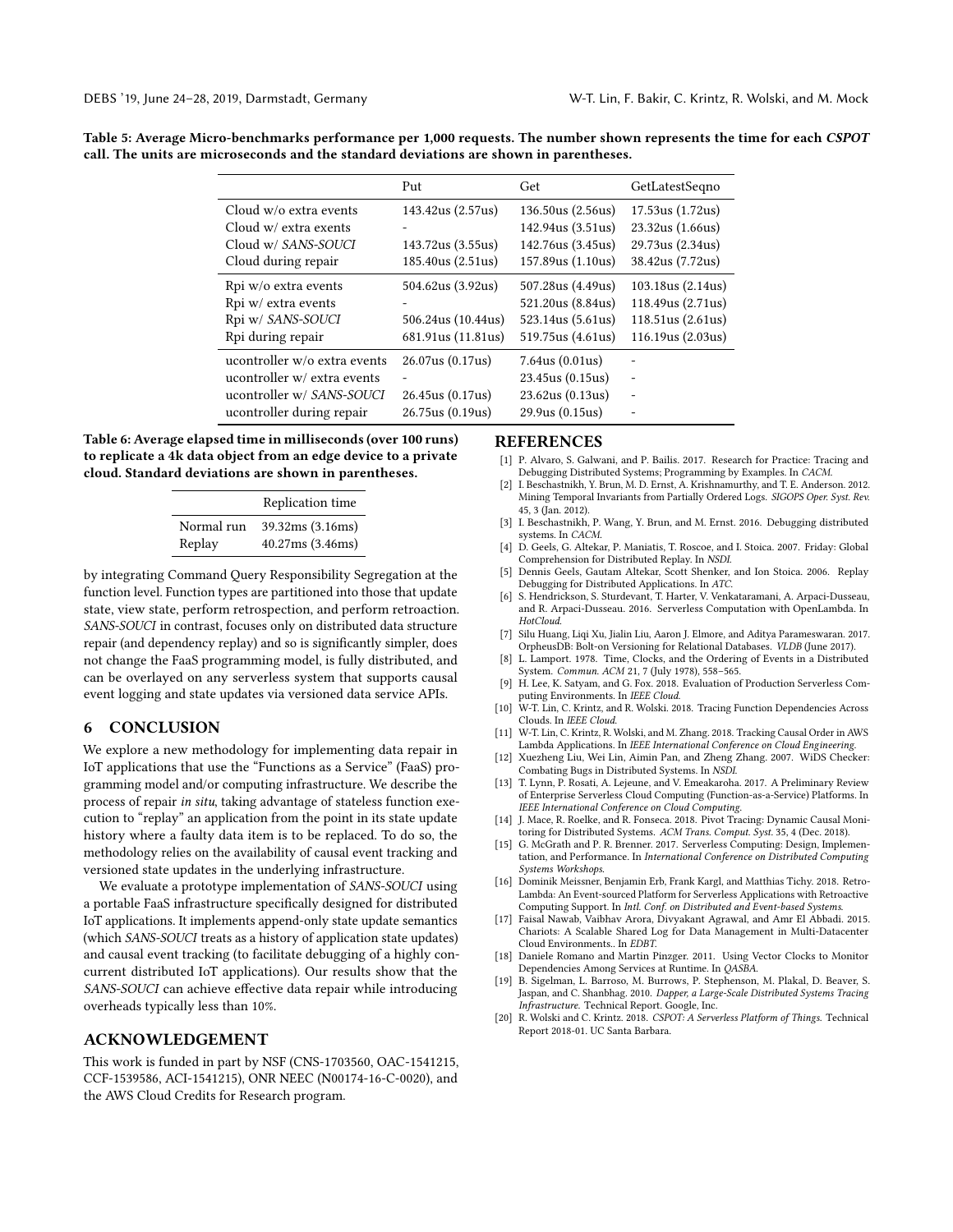Table 5: Average Micro-benchmarks performance per 1,000 requests. The number shown represents the time for each *CSPOT* call. The units are microseconds and the standard deviations are shown in parentheses.

| | Put | Get | GetLatestSeqno |
|---|---|---|---|
| Cloud w/o extra events | 143.42us (2.57us) | 136.50us (2.56us) | 17.53us (1.72us) |
| Cloud w/ extra exents | - | 142.94us (3.51us) | 23.32us (1.66us) |
| Cloud w/ *SANS-SOUCI* | 143.72us (3.55us) | 142.76us (3.45us) | 29.73us (2.34us) |
| Cloud during repair | 185.40us (2.51us) | 157.89us (1.10us) | 38.42us (7.72us) |
| Rpi w/o extra events | 504.62us (3.92us) | 507.28us (4.49us) | 103.18us (2.14us) |
| Rpi w/ extra events | - | 521.20us (8.84us) | 118.49us (2.71us) |
| Rpi w/ *SANS-SOUCI* | 506.24us (10.44us) | 523.14us (5.61us) | 118.51us (2.61us) |
| Rpi during repair | 681.91us (11.81us) | 519.75us (4.61us) | 116.19us (2.03us) |
| ucontroller w/o extra events | 26.07us (0.17us) | 7.64us (0.01us) | - |
| ucontroller w/ extra events | - | 23.45us (0.15us) | - |
| ucontroller w/ *SANS-SOUCI* | 26.45us (0.17us) | 23.62us (0.13us) | - |
| ucontroller during repair | 26.75us (0.19us) | 29.9us (0.15us) | - |

Table 6: Average elapsed time in milliseconds (over 100 runs) to replicate a 4k data object from an edge device to a private cloud. Standard deviations are shown in parentheses.

| | Replication time |
|---|---|
| Normal run | 39.32ms (3.16ms) |
| Replay | 40.27ms (3.46ms) |

by integrating Command Query Responsibility Segregation at the function level. Function types are partitioned into those that update state, view state, perform retrospection, and perform retroaction. *SANS-SOUCI* in contrast, focuses only on distributed data structure repair (and dependency replay) and so is significantly simpler, does not change the FaaS programming model, is fully distributed, and can be overlayed on any serverless system that supports causal event logging and state updates via versioned data service APIs.

## 6 CONCLUSION

We explore a new methodology for implementing data repair in IoT applications that use the "Functions as a Service" (FaaS) programming model and/or computing infrastructure. We describe the process of repair *in situ*, taking advantage of stateless function execution to "replay" an application from the point in its state update history where a faulty data item is to be replaced. To do so, the methodology relies on the availability of causal event tracking and versioned state updates in the underlying infrastructure.

We evaluate a prototype implementation of *SANS-SOUCI* using a portable FaaS infrastructure specifically designed for distributed IoT applications. It implements append-only state update semantics (which *SANS-SOUCI* treats as a history of application state updates) and causal event tracking (to facilitate debugging of a highly concurrent distributed IoT applications). Our results show that the *SANS-SOUCI* can achieve effective data repair while introducing overheads typically less than 10%.

## ACKNOWLEDGEMENT

This work is funded in part by NSF (CNS-1703560, OAC-1541215, CCF-1539586, ACI-1541215), ONR NEEC (N00174-16-C-0020), and the AWS Cloud Credits for Research program.

## REFERENCES

[1] P. Alvaro, S. Galwani, and P. Bailis. 2017. Research for Practice: Tracing and Debugging Distributed Systems; Programming by Examples. In *CACM*.
[2] I. Beschastnikh, Y. Brun, M. D. Ernst, A. Krishnamurthy, and T. E. Anderson. 2012. Mining Temporal Invariants from Partially Ordered Logs. *SIGOPS Oper. Syst. Rev.* 45, 3 (Jan. 2012).
[3] I. Beschastnikh, P. Wang, Y. Brun, and M. Ernst. 2016. Debugging distributed systems. In *CACM*.
[4] D. Geels, G. Altekar, P. Maniatis, T. Roscoe, and I. Stoica. 2007. Friday: Global Comprehension for Distributed Replay. In *NSDI*.
[5] Dennis Geels, Gautam Altekar, Scott Shenker, and Ion Stoica. 2006. Replay Debugging for Distributed Applications. In *ATC*.
[6] S. Hendrickson, S. Sturdevant, T. Harter, V. Venkataramani, A. Arpaci-Dusseau, and R. Arpaci-Dusseau. 2016. Serverless Computation with OpenLambda. In *HotCloud*.
[7] Silu Huang, Liqi Xu, Jialin Liu, Aaron J. Elmore, and Aditya Parameswaran. 2017. OrpheusDB: Bolt-on Versioning for Relational Databases. *VLDB* (June 2017).
[8] L. Lamport. 1978. Time, Clocks, and the Ordering of Events in a Distributed System. *Commun. ACM* 21, 7 (July 1978), 558–565.
[9] H. Lee, K. Satyam, and G. Fox. 2018. Evaluation of Production Serverless Computing Environments. In *IEEE Cloud*.
[10] W-T. Lin, C. Krintz, and R. Wolski. 2018. Tracing Function Dependencies Across Clouds. In *IEEE Cloud*.
[11] W-T. Lin, C. Krintz, R. Wolski, and M. Zhang. 2018. Tracking Causal Order in AWS Lambda Applications. In *IEEE International Conference on Cloud Engineering*.
[12] Xuezheng Liu, Wei Lin, Aimin Pan, and Zheng Zhang. 2007. WiDS Checker: Combating Bugs in Distributed Systems. In *NSDI*.
[13] T. Lynn, P. Rosati, A. Lejeune, and V. Emeakaroha. 2017. A Preliminary Review of Enterprise Serverless Cloud Computing (Function-as-a-Service) Platforms. In *IEEE International Conference on Cloud Computing*.
[14] J. Mace, R. Roelke, and R. Fonseca. 2018. Pivot Tracing: Dynamic Causal Monitoring for Distributed Systems. *ACM Trans. Comput. Syst.* 35, 4 (Dec. 2018).
[15] G. McGrath and P. R. Brenner. 2017. Serverless Computing: Design, Implementation, and Performance. In *International Conference on Distributed Computing Systems Workshops*.
[16] Dominik Meissner, Benjamin Erb, Frank Kargl, and Matthias Tichy. 2018. Retro-Lambda: An Event-sourced Platform for Serverless Applications with Retroactive Computing Support. In *Intl. Conf. on Distributed and Event-based Systems*.
[17] Faisal Nawab, Vaibhav Arora, Divyakant Agrawal, and Amr El Abbadi. 2015. Chariots: A Scalable Shared Log for Data Management in Multi-Datacenter Cloud Environments.. In *EDBT*.
[18] Daniele Romano and Martin Pinzger. 2011. Using Vector Clocks to Monitor Dependencies Among Services at Runtime. In *QASBA*.
[19] B. Sigelman, L. Barroso, M. Burrows, P. Stephenson, M. Plakal, D. Beaver, S. Jaspan, and C. Shanbhag. 2010. *Dapper, a Large-Scale Distributed Systems Tracing Infrastructure.* Technical Report. Google, Inc.
[20] R. Wolski and C. Krintz. 2018. *CSPOT: A Serverless Platform of Things.* Technical Report 2018-01. UC Santa Barbara.